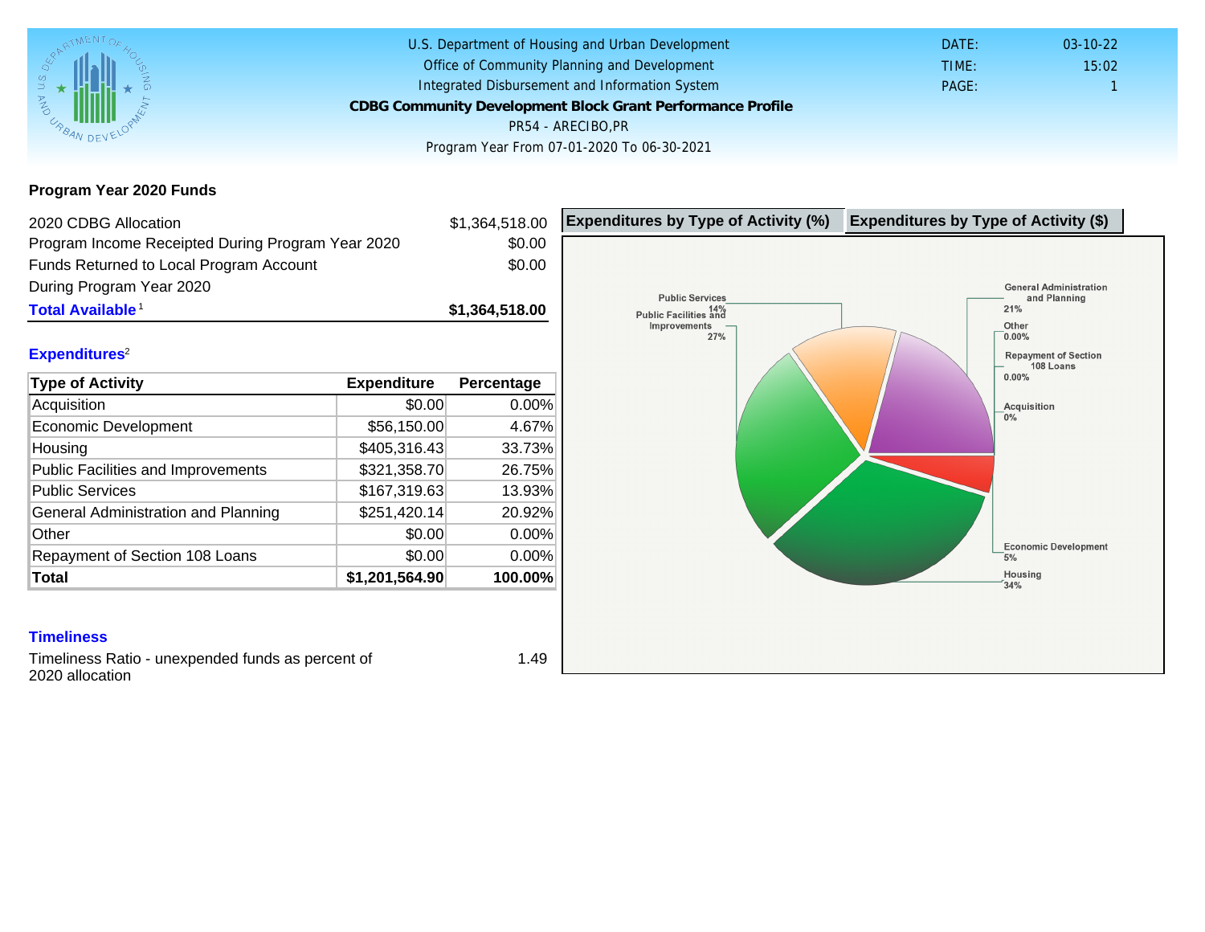U.S. Department of Housing and Urban Development
Office of Community Planning and Development
Integrated Disbursement and Information System

**CDBG Community Development Block Grant Performance Profile**

PR54 - ARECIBO,PR

Program Year From 07-01-2020 To 06-30-2021

DATE: 03-10-22
TIME: 15:02
PAGE: 1

## Program Year 2020 Funds

| | |
|---|---|
| 2020 CDBG Allocation | $1,364,518.00 |
| Program Income Receipted During Program Year 2020 | $0.00 |
| Funds Returned to Local Program Account During Program Year 2020 | $0.00 |
| **Total Available**[1] | **$1,364,518.00** |

## Expenditures[2]

| Type of Activity | Expenditure | Percentage |
|---|---|---|
| Acquisition | $0.00 | 0.00% |
| Economic Development | $56,150.00 | 4.67% |
| Housing | $405,316.43 | 33.73% |
| Public Facilities and Improvements | $321,358.70 | 26.75% |
| Public Services | $167,319.63 | 13.93% |
| General Administration and Planning | $251,420.14 | 20.92% |
| Other | $0.00 | 0.00% |
| Repayment of Section 108 Loans | $0.00 | 0.00% |
| **Total** | **$1,201,564.90** | **100.00%** |

**Expenditures by Type of Activity (%)** | **Expenditures by Type of Activity ($)**

Public Services 14%
Public Facilities and Improvements 27%
General Administration and Planning 21%
Other 0.00%
Repayment of Section 108 Loans 0.00%
Acquisition 0%
Economic Development 5%
Housing 34%

## Timeliness

| | |
|---|---|
| Timeliness Ratio - unexpended funds as percent of 2020 allocation | 1.49 |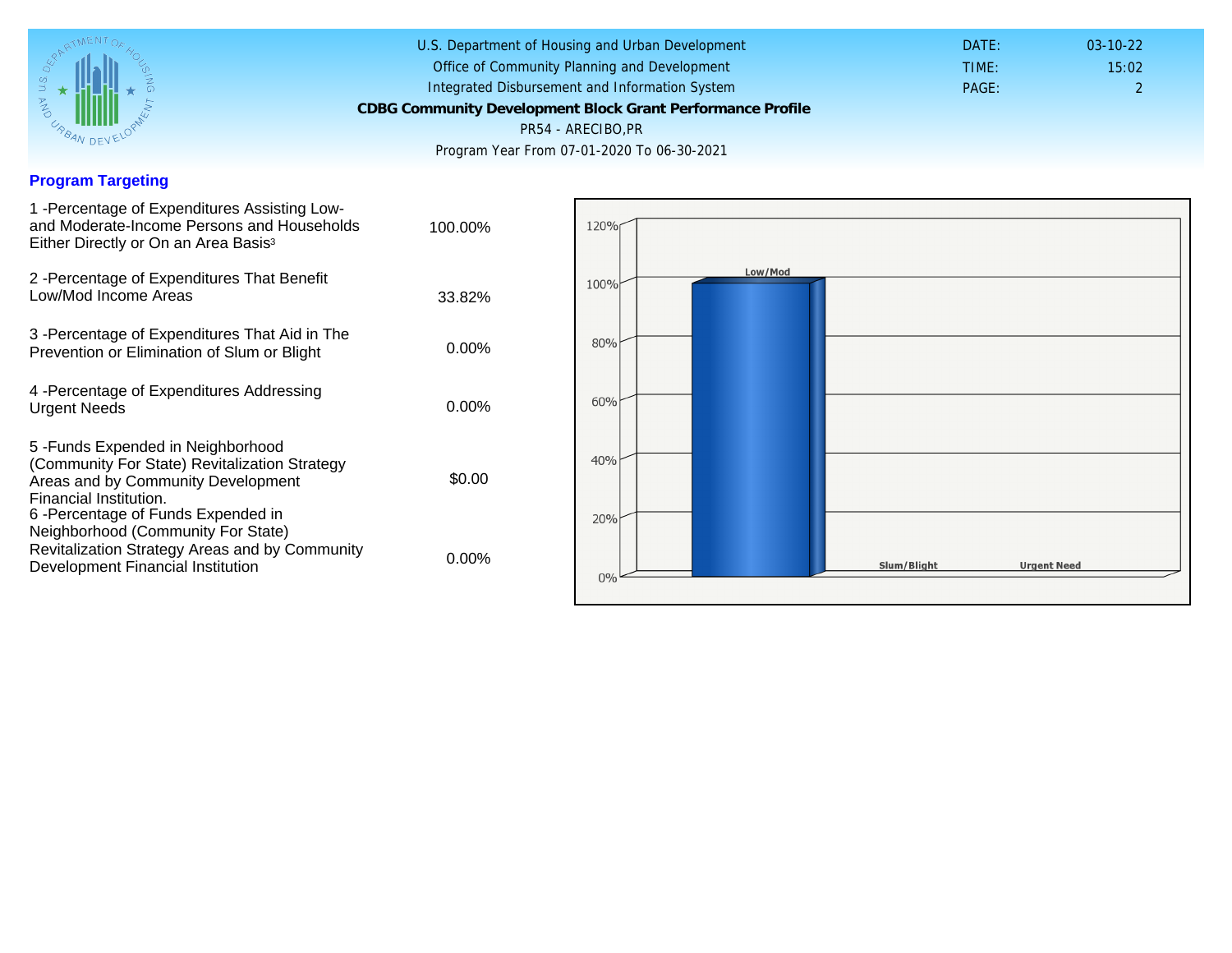U.S. Department of Housing and Urban Development
Office of Community Planning and Development
Integrated Disbursement and Information System

**CDBG Community Development Block Grant Performance Profile**

PR54 - ARECIBO,PR

Program Year From 07-01-2020 To 06-30-2021

DATE: 03-10-22
TIME: 15:02
PAGE: 2

## Program Targeting

| | |
|---|---|
| 1 -Percentage of Expenditures Assisting Low- and Moderate-Income Persons and Households Either Directly or On an Area Basis[3] | 100.00% |
| 2 -Percentage of Expenditures That Benefit Low/Mod Income Areas | 33.82% |
| 3 -Percentage of Expenditures That Aid in The Prevention or Elimination of Slum or Blight | 0.00% |
| 4 -Percentage of Expenditures Addressing Urgent Needs | 0.00% |
| 5 -Funds Expended in Neighborhood (Community For State) Revitalization Strategy Areas and by Community Development Financial Institution. | $0.00 |
| 6 -Percentage of Funds Expended in Neighborhood (Community For State) Revitalization Strategy Areas and by Community Development Financial Institution | 0.00% |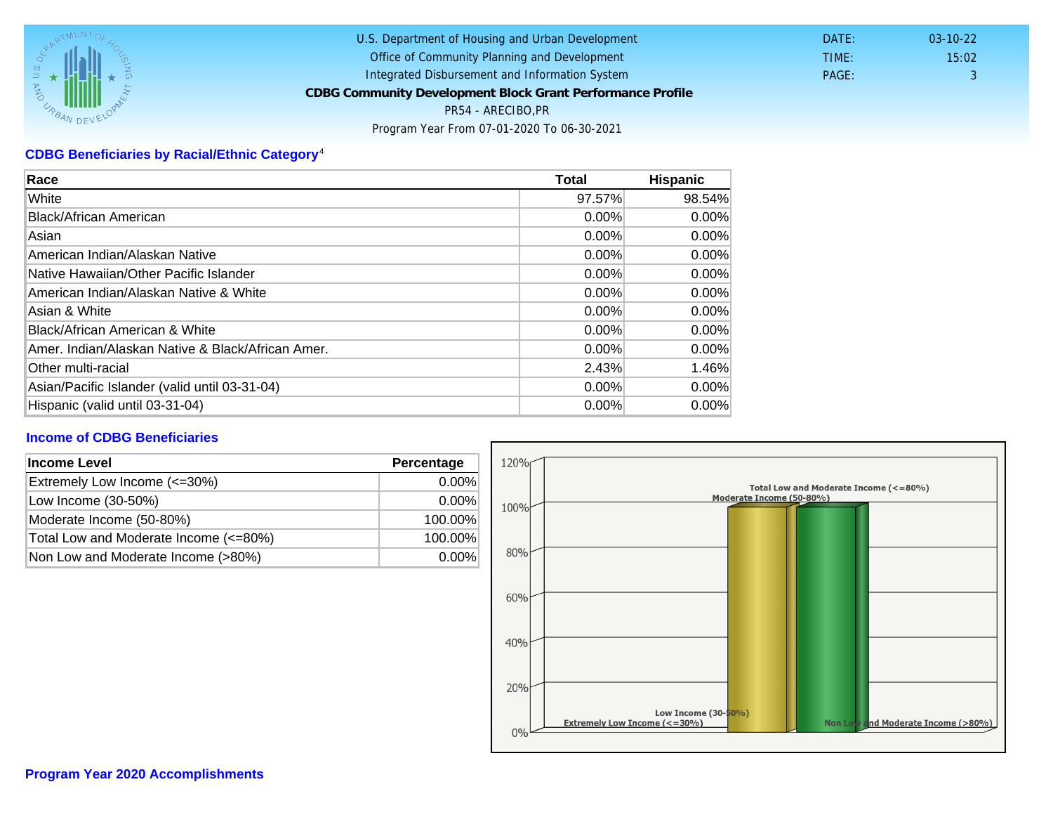U.S. Department of Housing and Urban Development
Office of Community Planning and Development
Integrated Disbursement and Information System
**CDBG Community Development Block Grant Performance Profile**
PR54 - ARECIBO,PR
Program Year From 07-01-2020 To 06-30-2021

DATE: 03-10-22
TIME: 15:02
PAGE: 3

## CDBG Beneficiaries by Racial/Ethnic Category[4]

| Race | Total | Hispanic |
|---|---|---|
| White | 97.57% | 98.54% |
| Black/African American | 0.00% | 0.00% |
| Asian | 0.00% | 0.00% |
| American Indian/Alaskan Native | 0.00% | 0.00% |
| Native Hawaiian/Other Pacific Islander | 0.00% | 0.00% |
| American Indian/Alaskan Native & White | 0.00% | 0.00% |
| Asian & White | 0.00% | 0.00% |
| Black/African American & White | 0.00% | 0.00% |
| Amer. Indian/Alaskan Native & Black/African Amer. | 0.00% | 0.00% |
| Other multi-racial | 2.43% | 1.46% |
| Asian/Pacific Islander (valid until 03-31-04) | 0.00% | 0.00% |
| Hispanic (valid until 03-31-04) | 0.00% | 0.00% |

## Income of CDBG Beneficiaries

| Income Level | Percentage |
|---|---|
| Extremely Low Income (<=30%) | 0.00% |
| Low Income (30-50%) | 0.00% |
| Moderate Income (50-80%) | 100.00% |
| Total Low and Moderate Income (<=80%) | 100.00% |
| Non Low and Moderate Income (>80%) | 0.00% |

## Program Year 2020 Accomplishments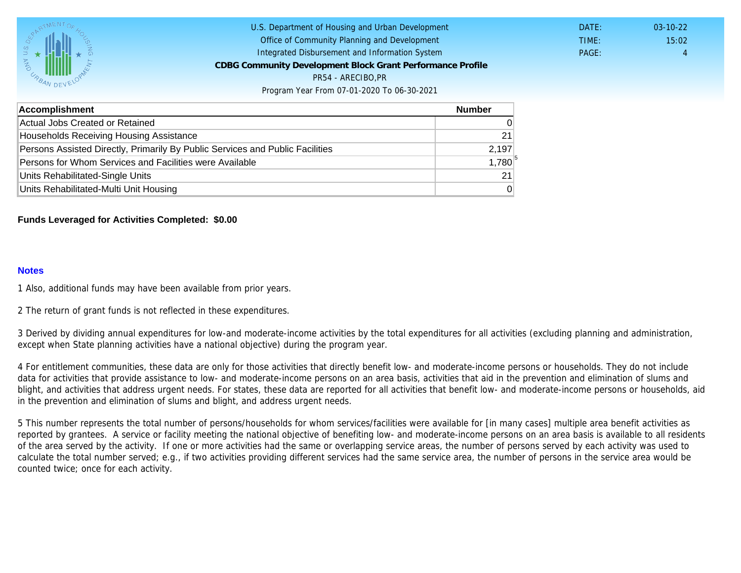U.S. Department of Housing and Urban Development
Office of Community Planning and Development
Integrated Disbursement and Information System
**CDBG Community Development Block Grant Performance Profile**
PR54 - ARECIBO,PR
Program Year From 07-01-2020 To 06-30-2021

DATE: 03-10-22
TIME: 15:02
PAGE: 4

| Accomplishment | Number |
| --- | --- |
| Actual Jobs Created or Retained | 0 |
| Households Receiving Housing Assistance | 21 |
| Persons Assisted Directly, Primarily By Public Services and Public Facilities | 2,197 |
| Persons for Whom Services and Facilities were Available | 1,780 [5] |
| Units Rehabilitated-Single Units | 21 |
| Units Rehabilitated-Multi Unit Housing | 0 |

**Funds Leveraged for Activities Completed: $0.00**

## Notes

1 Also, additional funds may have been available from prior years.

2 The return of grant funds is not reflected in these expenditures.

3 Derived by dividing annual expenditures for low-and moderate-income activities by the total expenditures for all activities (excluding planning and administration, except when State planning activities have a national objective) during the program year.

4 For entitlement communities, these data are only for those activities that directly benefit low- and moderate-income persons or households. They do not include data for activities that provide assistance to low- and moderate-income persons on an area basis, activities that aid in the prevention and elimination of slums and blight, and activities that address urgent needs. For states, these data are reported for all activities that benefit low- and moderate-income persons or households, aid in the prevention and elimination of slums and blight, and address urgent needs.

5 This number represents the total number of persons/households for whom services/facilities were available for [in many cases] multiple area benefit activities as reported by grantees. A service or facility meeting the national objective of benefiting low- and moderate-income persons on an area basis is available to all residents of the area served by the activity. If one or more activities had the same or overlapping service areas, the number of persons served by each activity was used to calculate the total number served; e.g., if two activities providing different services had the same service area, the number of persons in the service area would be counted twice; once for each activity.